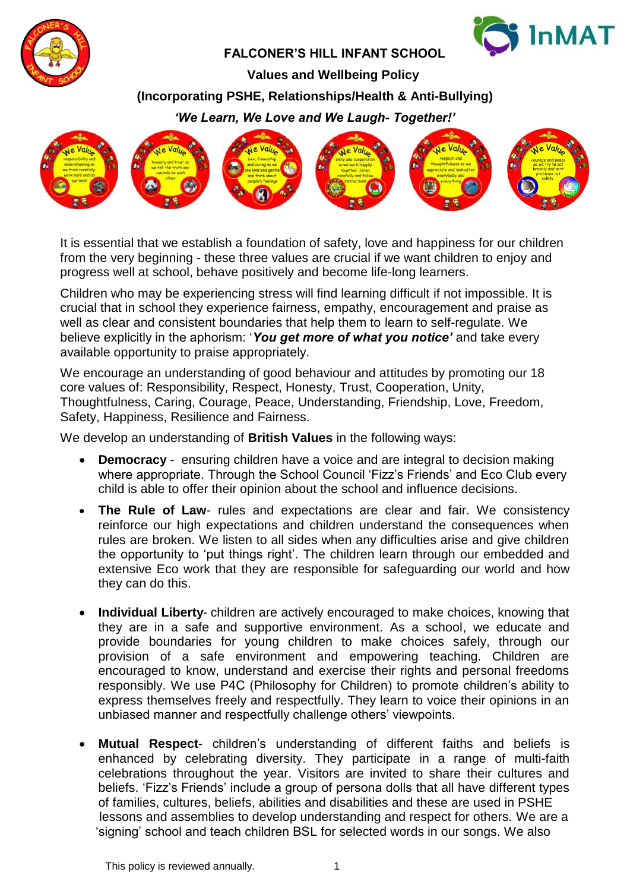# FALCONER'S HILL INFANT SCHOOL

## Values and Wellbeing Policy

## (Incorporating PSHE, Relationships/Health & Anti-Bullying)

***'We Learn, We Love and We Laugh- Together!'***

It is essential that we establish a foundation of safety, love and happiness for our children from the very beginning - these three values are crucial if we want children to enjoy and progress well at school, behave positively and become life-long learners.

Children who may be experiencing stress will find learning difficult if not impossible. It is crucial that in school they experience fairness, empathy, encouragement and praise as well as clear and consistent boundaries that help them to learn to self-regulate. We believe explicitly in the aphorism: '***You get more of what you notice'*** and take every available opportunity to praise appropriately.

We encourage an understanding of good behaviour and attitudes by promoting our 18 core values of: Responsibility, Respect, Honesty, Trust, Cooperation, Unity, Thoughtfulness, Caring, Courage, Peace, Understanding, Friendship, Love, Freedom, Safety, Happiness, Resilience and Fairness.

We develop an understanding of **British Values** in the following ways:

- **Democracy** - ensuring children have a voice and are integral to decision making where appropriate. Through the School Council 'Fizz's Friends' and Eco Club every child is able to offer their opinion about the school and influence decisions.
- **The Rule of Law**- rules and expectations are clear and fair. We consistency reinforce our high expectations and children understand the consequences when rules are broken. We listen to all sides when any difficulties arise and give children the opportunity to 'put things right'. The children learn through our embedded and extensive Eco work that they are responsible for safeguarding our world and how they can do this.
- **Individual Liberty**- children are actively encouraged to make choices, knowing that they are in a safe and supportive environment. As a school, we educate and provide boundaries for young children to make choices safely, through our provision of a safe environment and empowering teaching. Children are encouraged to know, understand and exercise their rights and personal freedoms responsibly. We use P4C (Philosophy for Children) to promote children's ability to express themselves freely and respectfully. They learn to voice their opinions in an unbiased manner and respectfully challenge others' viewpoints.
- **Mutual Respect**- children's understanding of different faiths and beliefs is enhanced by celebrating diversity. They participate in a range of multi-faith celebrations throughout the year. Visitors are invited to share their cultures and beliefs. 'Fizz's Friends' include a group of persona dolls that all have different types of families, cultures, beliefs, abilities and disabilities and these are used in PSHE lessons and assemblies to develop understanding and respect for others. We are a 'signing' school and teach children BSL for selected words in our songs. We also

This policy is reviewed annually.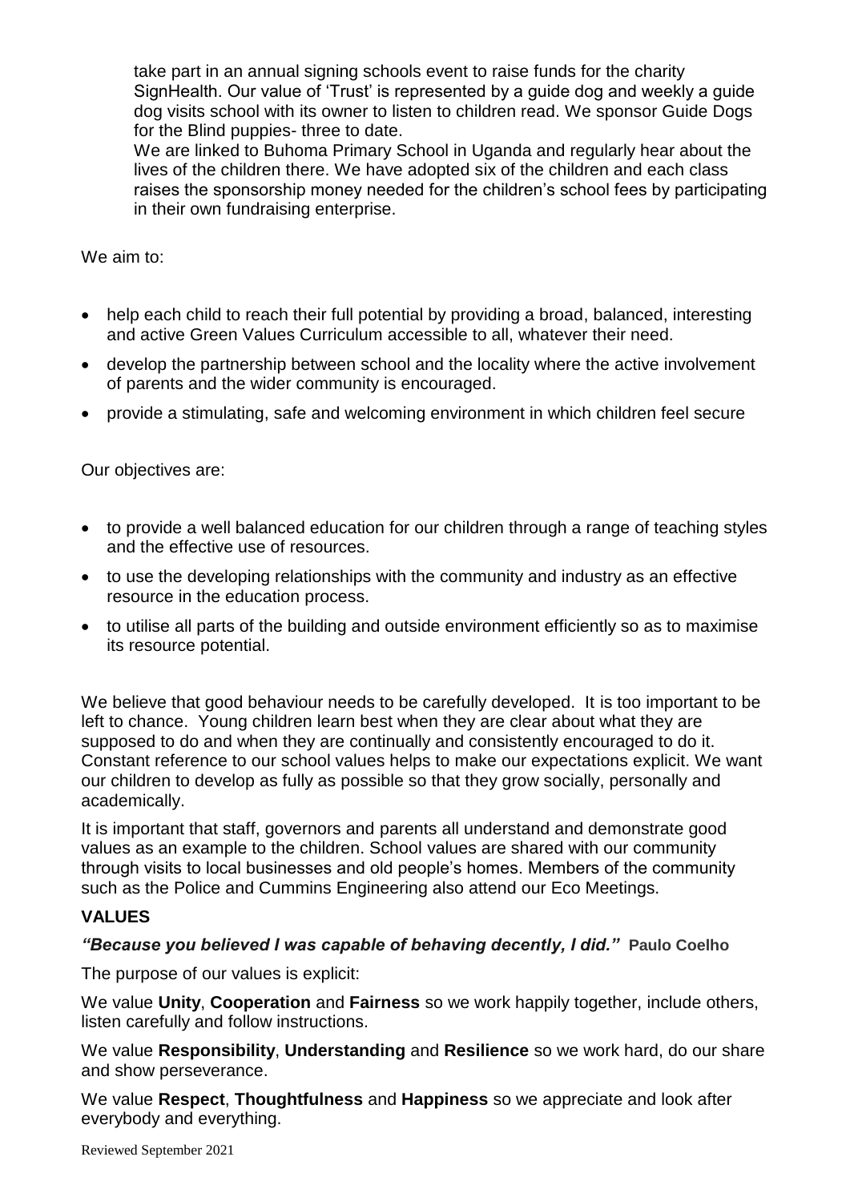take part in an annual signing schools event to raise funds for the charity SignHealth. Our value of 'Trust' is represented by a guide dog and weekly a guide dog visits school with its owner to listen to children read. We sponsor Guide Dogs for the Blind puppies- three to date.

We are linked to Buhoma Primary School in Uganda and regularly hear about the lives of the children there. We have adopted six of the children and each class raises the sponsorship money needed for the children's school fees by participating in their own fundraising enterprise.

We aim to:

- help each child to reach their full potential by providing a broad, balanced, interesting and active Green Values Curriculum accessible to all, whatever their need.
- develop the partnership between school and the locality where the active involvement of parents and the wider community is encouraged.
- provide a stimulating, safe and welcoming environment in which children feel secure

Our objectives are:

- to provide a well balanced education for our children through a range of teaching styles and the effective use of resources.
- to use the developing relationships with the community and industry as an effective resource in the education process.
- to utilise all parts of the building and outside environment efficiently so as to maximise its resource potential.

We believe that good behaviour needs to be carefully developed. It is too important to be left to chance. Young children learn best when they are clear about what they are supposed to do and when they are continually and consistently encouraged to do it. Constant reference to our school values helps to make our expectations explicit. We want our children to develop as fully as possible so that they grow socially, personally and academically.

It is important that staff, governors and parents all understand and demonstrate good values as an example to the children. School values are shared with our community through visits to local businesses and old people's homes. Members of the community such as the Police and Cummins Engineering also attend our Eco Meetings.

## VALUES

***"Because you believed I was capable of behaving decently, I did."*** **Paulo Coelho**

The purpose of our values is explicit:

We value **Unity**, **Cooperation** and **Fairness** so we work happily together, include others, listen carefully and follow instructions.

We value **Responsibility**, **Understanding** and **Resilience** so we work hard, do our share and show perseverance.

We value **Respect**, **Thoughtfulness** and **Happiness** so we appreciate and look after everybody and everything.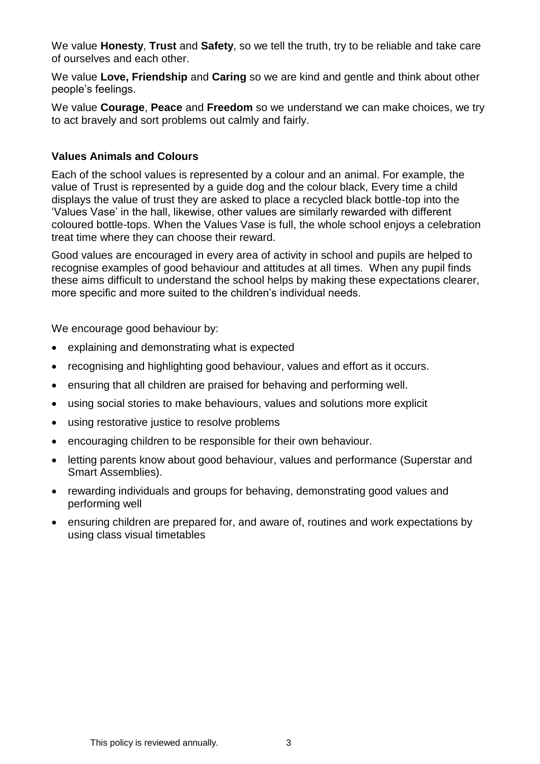We value **Honesty**, **Trust** and **Safety**, so we tell the truth, try to be reliable and take care of ourselves and each other.

We value **Love, Friendship** and **Caring** so we are kind and gentle and think about other people's feelings.

We value **Courage**, **Peace** and **Freedom** so we understand we can make choices, we try to act bravely and sort problems out calmly and fairly.

### Values Animals and Colours

Each of the school values is represented by a colour and an animal. For example, the value of Trust is represented by a guide dog and the colour black, Every time a child displays the value of trust they are asked to place a recycled black bottle-top into the 'Values Vase' in the hall, likewise, other values are similarly rewarded with different coloured bottle-tops. When the Values Vase is full, the whole school enjoys a celebration treat time where they can choose their reward.

Good values are encouraged in every area of activity in school and pupils are helped to recognise examples of good behaviour and attitudes at all times. When any pupil finds these aims difficult to understand the school helps by making these expectations clearer, more specific and more suited to the children's individual needs.

We encourage good behaviour by:

- explaining and demonstrating what is expected
- recognising and highlighting good behaviour, values and effort as it occurs.
- ensuring that all children are praised for behaving and performing well.
- using social stories to make behaviours, values and solutions more explicit
- using restorative justice to resolve problems
- encouraging children to be responsible for their own behaviour.
- letting parents know about good behaviour, values and performance (Superstar and Smart Assemblies).
- rewarding individuals and groups for behaving, demonstrating good values and performing well
- ensuring children are prepared for, and aware of, routines and work expectations by using class visual timetables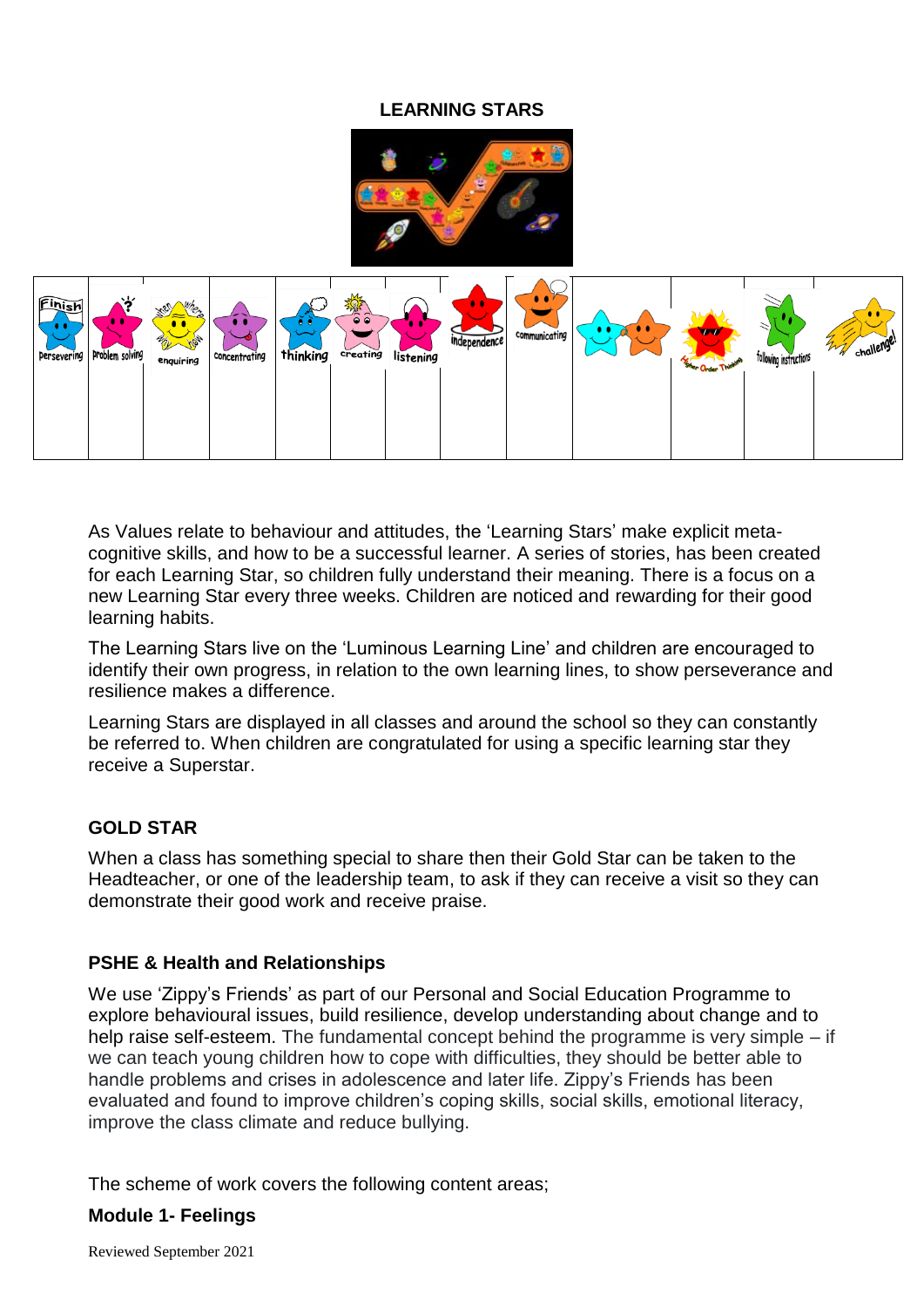**LEARNING STARS**

| Persevering | Problem solving | enquiring | concentrating | thinking | creating | listening | independence | communicating | | Higher Order Thinking | following instructions | challenge! |
|---|---|---|---|---|---|---|---|---|---|---|---|---|
| | | | | | | | | | | | | |

As Values relate to behaviour and attitudes, the 'Learning Stars' make explicit meta-cognitive skills, and how to be a successful learner. A series of stories, has been created for each Learning Star, so children fully understand their meaning. There is a focus on a new Learning Star every three weeks. Children are noticed and rewarding for their good learning habits.

The Learning Stars live on the 'Luminous Learning Line' and children are encouraged to identify their own progress, in relation to the own learning lines, to show perseverance and resilience makes a difference.

Learning Stars are displayed in all classes and around the school so they can constantly be referred to. When children are congratulated for using a specific learning star they receive a Superstar.

**GOLD STAR**

When a class has something special to share then their Gold Star can be taken to the Headteacher, or one of the leadership team, to ask if they can receive a visit so they can demonstrate their good work and receive praise.

**PSHE & Health and Relationships**

We use 'Zippy's Friends' as part of our Personal and Social Education Programme to explore behavioural issues, build resilience, develop understanding about change and to help raise self-esteem. The fundamental concept behind the programme is very simple – if we can teach young children how to cope with difficulties, they should be better able to handle problems and crises in adolescence and later life. Zippy's Friends has been evaluated and found to improve children's coping skills, social skills, emotional literacy, improve the class climate and reduce bullying.

The scheme of work covers the following content areas;

**Module 1- Feelings**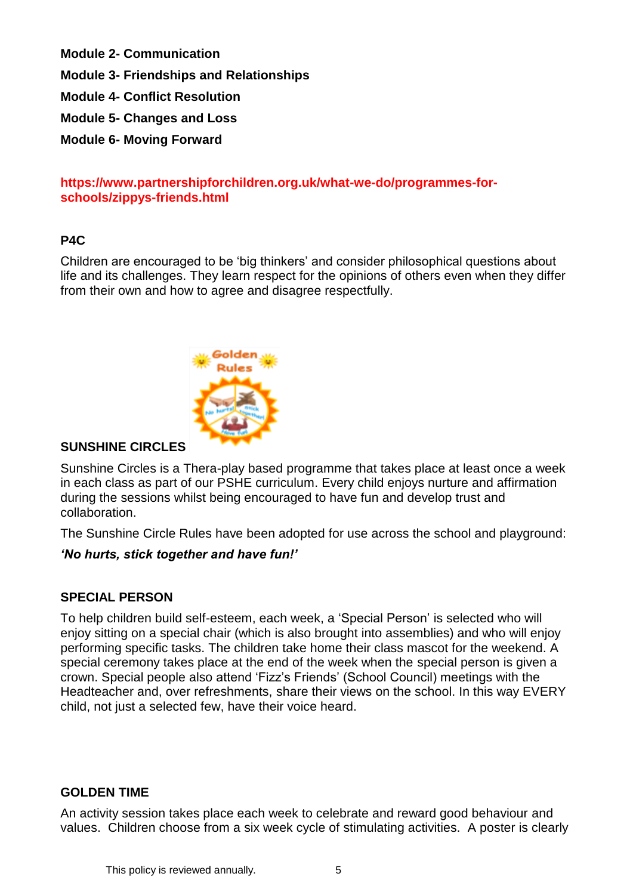**Module 2- Communication**

**Module 3- Friendships and Relationships**

**Module 4- Conflict Resolution**

**Module 5- Changes and Loss**

**Module 6- Moving Forward**

**https://www.partnershipforchildren.org.uk/what-we-do/programmes-for-schools/zippys-friends.html**

**P4C**

Children are encouraged to be 'big thinkers' and consider philosophical questions about life and its challenges. They learn respect for the opinions of others even when they differ from their own and how to agree and disagree respectfully.

**SUNSHINE CIRCLES**

Sunshine Circles is a Thera-play based programme that takes place at least once a week in each class as part of our PSHE curriculum. Every child enjoys nurture and affirmation during the sessions whilst being encouraged to have fun and develop trust and collaboration.

The Sunshine Circle Rules have been adopted for use across the school and playground:

***'No hurts, stick together and have fun!'***

**SPECIAL PERSON**

To help children build self-esteem, each week, a 'Special Person' is selected who will enjoy sitting on a special chair (which is also brought into assemblies) and who will enjoy performing specific tasks. The children take home their class mascot for the weekend. A special ceremony takes place at the end of the week when the special person is given a crown. Special people also attend 'Fizz's Friends' (School Council) meetings with the Headteacher and, over refreshments, share their views on the school. In this way EVERY child, not just a selected few, have their voice heard.

**GOLDEN TIME**

An activity session takes place each week to celebrate and reward good behaviour and values. Children choose from a six week cycle of stimulating activities. A poster is clearly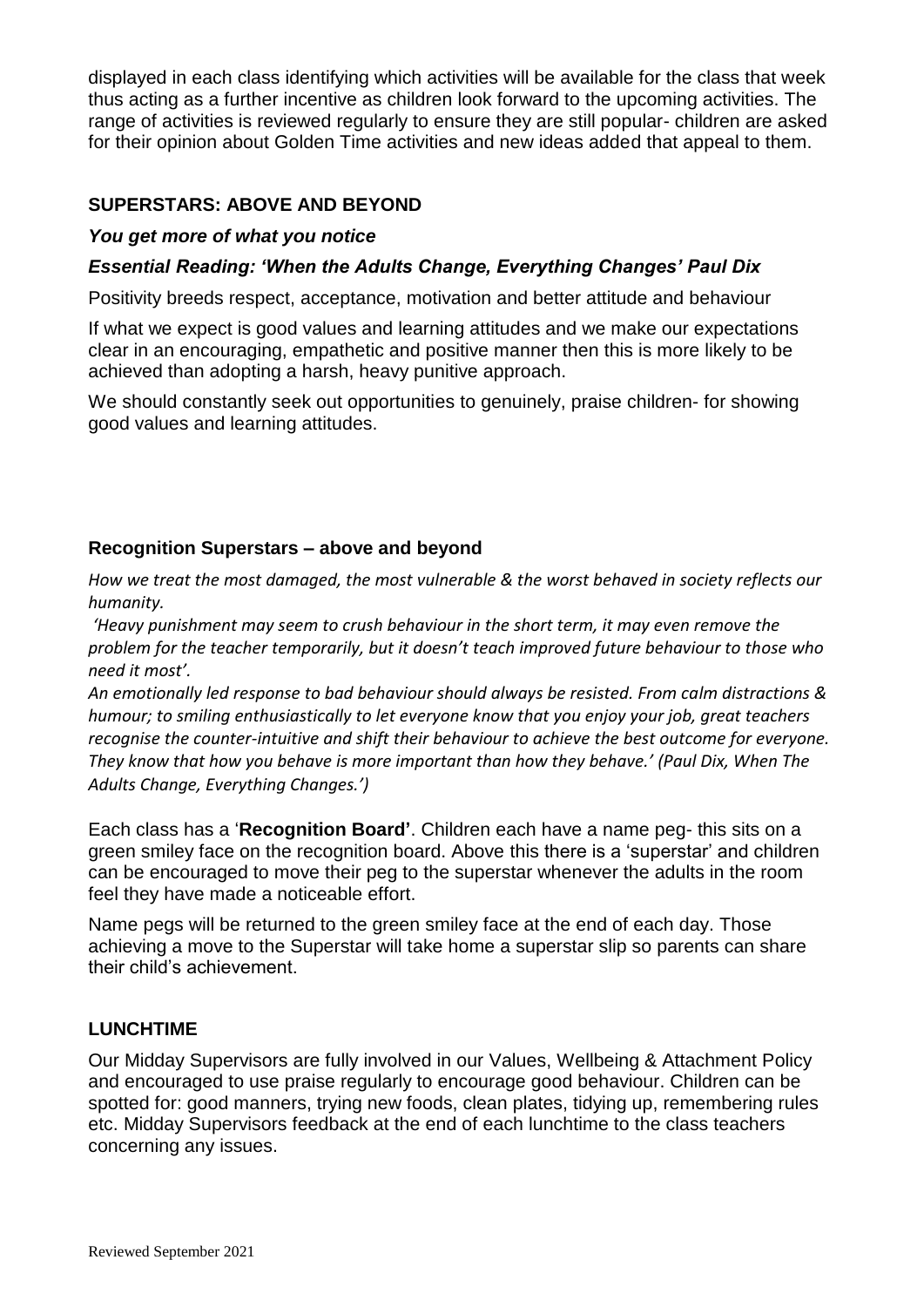displayed in each class identifying which activities will be available for the class that week thus acting as a further incentive as children look forward to the upcoming activities. The range of activities is reviewed regularly to ensure they are still popular- children are asked for their opinion about Golden Time activities and new ideas added that appeal to them.

## SUPERSTARS: ABOVE AND BEYOND

***You get more of what you notice***

***Essential Reading: 'When the Adults Change, Everything Changes' Paul Dix***

Positivity breeds respect, acceptance, motivation and better attitude and behaviour

If what we expect is good values and learning attitudes and we make our expectations clear in an encouraging, empathetic and positive manner then this is more likely to be achieved than adopting a harsh, heavy punitive approach.

We should constantly seek out opportunities to genuinely, praise children- for showing good values and learning attitudes.

### Recognition Superstars – above and beyond

*How we treat the most damaged, the most vulnerable & the worst behaved in society reflects our humanity.*

*'Heavy punishment may seem to crush behaviour in the short term, it may even remove the problem for the teacher temporarily, but it doesn't teach improved future behaviour to those who need it most'.*

*An emotionally led response to bad behaviour should always be resisted. From calm distractions & humour; to smiling enthusiastically to let everyone know that you enjoy your job, great teachers recognise the counter-intuitive and shift their behaviour to achieve the best outcome for everyone. They know that how you behave is more important than how they behave.' (Paul Dix, When The Adults Change, Everything Changes.')*

Each class has a '**Recognition Board'**. Children each have a name peg- this sits on a green smiley face on the recognition board. Above this there is a 'superstar' and children can be encouraged to move their peg to the superstar whenever the adults in the room feel they have made a noticeable effort.

Name pegs will be returned to the green smiley face at the end of each day. Those achieving a move to the Superstar will take home a superstar slip so parents can share their child's achievement.

## LUNCHTIME

Our Midday Supervisors are fully involved in our Values, Wellbeing & Attachment Policy and encouraged to use praise regularly to encourage good behaviour. Children can be spotted for: good manners, trying new foods, clean plates, tidying up, remembering rules etc. Midday Supervisors feedback at the end of each lunchtime to the class teachers concerning any issues.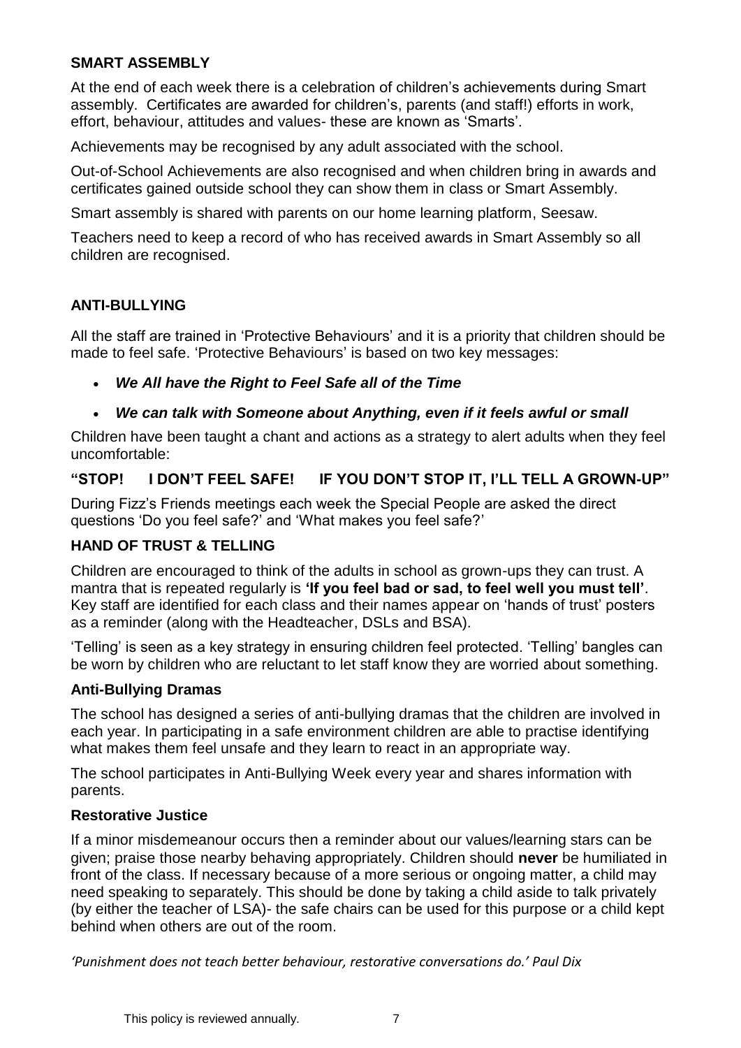## SMART ASSEMBLY

At the end of each week there is a celebration of children's achievements during Smart assembly. Certificates are awarded for children's, parents (and staff!) efforts in work, effort, behaviour, attitudes and values- these are known as 'Smarts'.

Achievements may be recognised by any adult associated with the school.

Out-of-School Achievements are also recognised and when children bring in awards and certificates gained outside school they can show them in class or Smart Assembly.

Smart assembly is shared with parents on our home learning platform, Seesaw.

Teachers need to keep a record of who has received awards in Smart Assembly so all children are recognised.

## ANTI-BULLYING

All the staff are trained in 'Protective Behaviours' and it is a priority that children should be made to feel safe. 'Protective Behaviours' is based on two key messages:

- ***We All have the Right to Feel Safe all of the Time***
- ***We can talk with Someone about Anything, even if it feels awful or small***

Children have been taught a chant and actions as a strategy to alert adults when they feel uncomfortable:

**"STOP! I DON'T FEEL SAFE! IF YOU DON'T STOP IT, I'LL TELL A GROWN-UP"**

During Fizz's Friends meetings each week the Special People are asked the direct questions 'Do you feel safe?' and 'What makes you feel safe?'

### HAND OF TRUST & TELLING

Children are encouraged to think of the adults in school as grown-ups they can trust. A mantra that is repeated regularly is **'If you feel bad or sad, to feel well you must tell'**. Key staff are identified for each class and their names appear on 'hands of trust' posters as a reminder (along with the Headteacher, DSLs and BSA).

'Telling' is seen as a key strategy in ensuring children feel protected. 'Telling' bangles can be worn by children who are reluctant to let staff know they are worried about something.

### Anti-Bullying Dramas

The school has designed a series of anti-bullying dramas that the children are involved in each year. In participating in a safe environment children are able to practise identifying what makes them feel unsafe and they learn to react in an appropriate way.

The school participates in Anti-Bullying Week every year and shares information with parents.

### Restorative Justice

If a minor misdemeanour occurs then a reminder about our values/learning stars can be given; praise those nearby behaving appropriately. Children should **never** be humiliated in front of the class. If necessary because of a more serious or ongoing matter, a child may need speaking to separately. This should be done by taking a child aside to talk privately (by either the teacher of LSA)- the safe chairs can be used for this purpose or a child kept behind when others are out of the room.

*'Punishment does not teach better behaviour, restorative conversations do.' Paul Dix*

This policy is reviewed annually.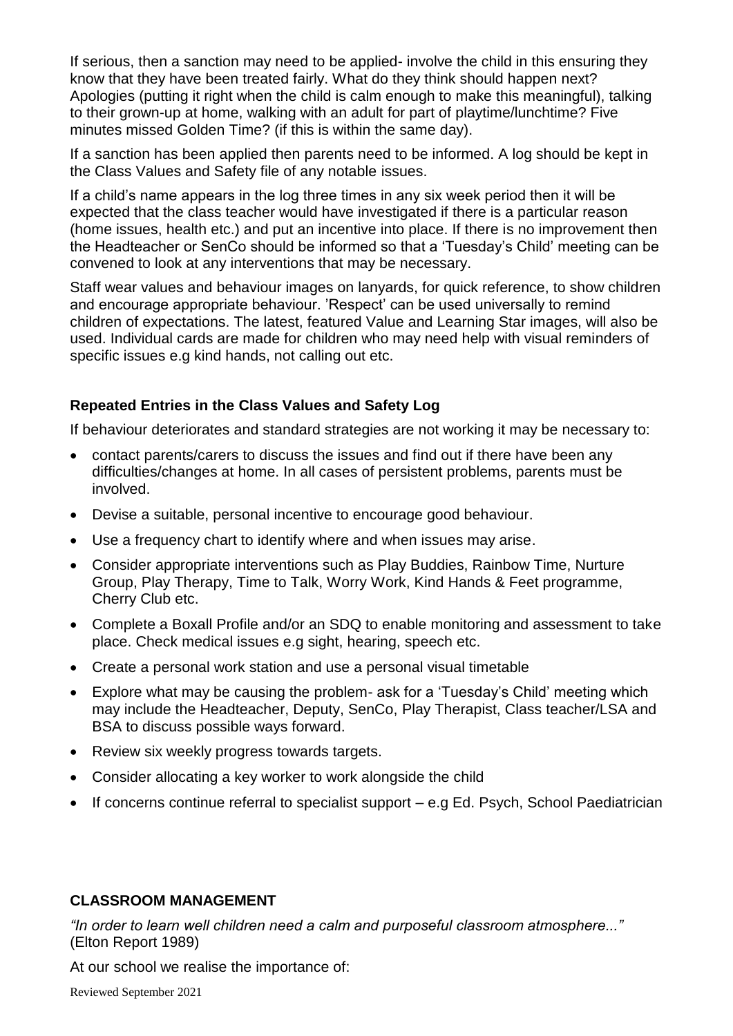If serious, then a sanction may need to be applied- involve the child in this ensuring they know that they have been treated fairly. What do they think should happen next? Apologies (putting it right when the child is calm enough to make this meaningful), talking to their grown-up at home, walking with an adult for part of playtime/lunchtime? Five minutes missed Golden Time? (if this is within the same day).

If a sanction has been applied then parents need to be informed. A log should be kept in the Class Values and Safety file of any notable issues.

If a child's name appears in the log three times in any six week period then it will be expected that the class teacher would have investigated if there is a particular reason (home issues, health etc.) and put an incentive into place. If there is no improvement then the Headteacher or SenCo should be informed so that a 'Tuesday's Child' meeting can be convened to look at any interventions that may be necessary.

Staff wear values and behaviour images on lanyards, for quick reference, to show children and encourage appropriate behaviour. 'Respect' can be used universally to remind children of expectations. The latest, featured Value and Learning Star images, will also be used. Individual cards are made for children who may need help with visual reminders of specific issues e.g kind hands, not calling out etc.

### Repeated Entries in the Class Values and Safety Log

If behaviour deteriorates and standard strategies are not working it may be necessary to:

- contact parents/carers to discuss the issues and find out if there have been any difficulties/changes at home. In all cases of persistent problems, parents must be involved.
- Devise a suitable, personal incentive to encourage good behaviour.
- Use a frequency chart to identify where and when issues may arise.
- Consider appropriate interventions such as Play Buddies, Rainbow Time, Nurture Group, Play Therapy, Time to Talk, Worry Work, Kind Hands & Feet programme, Cherry Club etc.
- Complete a Boxall Profile and/or an SDQ to enable monitoring and assessment to take place. Check medical issues e.g sight, hearing, speech etc.
- Create a personal work station and use a personal visual timetable
- Explore what may be causing the problem- ask for a 'Tuesday's Child' meeting which may include the Headteacher, Deputy, SenCo, Play Therapist, Class teacher/LSA and BSA to discuss possible ways forward.
- Review six weekly progress towards targets.
- Consider allocating a key worker to work alongside the child
- If concerns continue referral to specialist support – e.g Ed. Psych, School Paediatrician

### CLASSROOM MANAGEMENT

*"In order to learn well children need a calm and purposeful classroom atmosphere..."* (Elton Report 1989)

At our school we realise the importance of: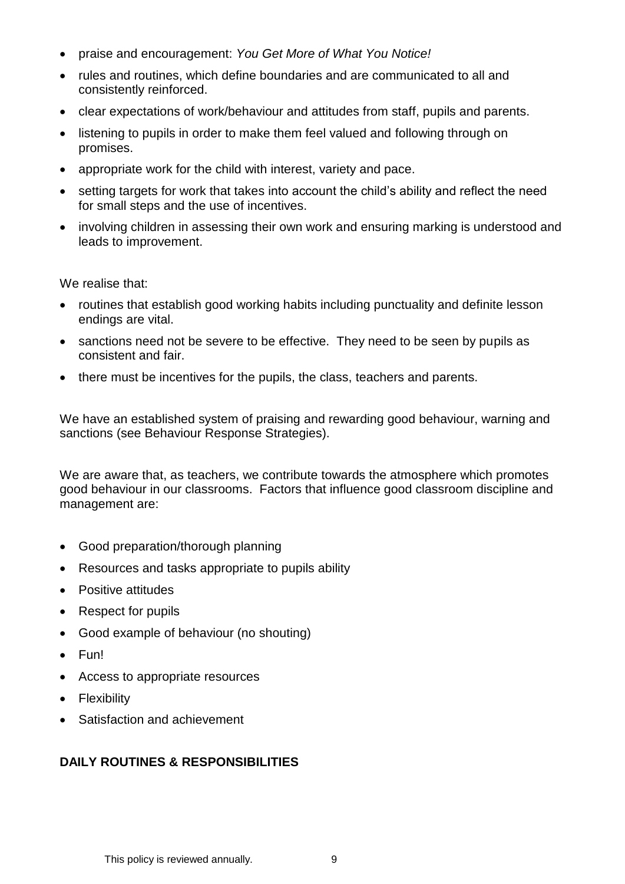- praise and encouragement: *You Get More of What You Notice!*
- rules and routines, which define boundaries and are communicated to all and consistently reinforced.
- clear expectations of work/behaviour and attitudes from staff, pupils and parents.
- listening to pupils in order to make them feel valued and following through on promises.
- appropriate work for the child with interest, variety and pace.
- setting targets for work that takes into account the child's ability and reflect the need for small steps and the use of incentives.
- involving children in assessing their own work and ensuring marking is understood and leads to improvement.

We realise that:

- routines that establish good working habits including punctuality and definite lesson endings are vital.
- sanctions need not be severe to be effective. They need to be seen by pupils as consistent and fair.
- there must be incentives for the pupils, the class, teachers and parents.

We have an established system of praising and rewarding good behaviour, warning and sanctions (see Behaviour Response Strategies).

We are aware that, as teachers, we contribute towards the atmosphere which promotes good behaviour in our classrooms. Factors that influence good classroom discipline and management are:

- Good preparation/thorough planning
- Resources and tasks appropriate to pupils ability
- Positive attitudes
- Respect for pupils
- Good example of behaviour (no shouting)
- Fun!
- Access to appropriate resources
- Flexibility
- Satisfaction and achievement

**DAILY ROUTINES & RESPONSIBILITIES**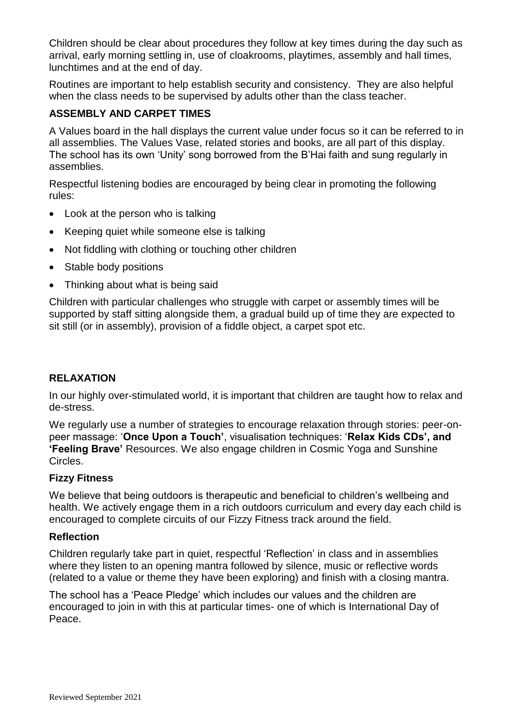Children should be clear about procedures they follow at key times during the day such as arrival, early morning settling in, use of cloakrooms, playtimes, assembly and hall times, lunchtimes and at the end of day.

Routines are important to help establish security and consistency. They are also helpful when the class needs to be supervised by adults other than the class teacher.

## ASSEMBLY AND CARPET TIMES

A Values board in the hall displays the current value under focus so it can be referred to in all assemblies. The Values Vase, related stories and books, are all part of this display. The school has its own 'Unity' song borrowed from the B'Hai faith and sung regularly in assemblies.

Respectful listening bodies are encouraged by being clear in promoting the following rules:

- Look at the person who is talking
- Keeping quiet while someone else is talking
- Not fiddling with clothing or touching other children
- Stable body positions
- Thinking about what is being said

Children with particular challenges who struggle with carpet or assembly times will be supported by staff sitting alongside them, a gradual build up of time they are expected to sit still (or in assembly), provision of a fiddle object, a carpet spot etc.

## RELAXATION

In our highly over-stimulated world, it is important that children are taught how to relax and de-stress.

We regularly use a number of strategies to encourage relaxation through stories: peer-on-peer massage: '**Once Upon a Touch'**, visualisation techniques: '**Relax Kids CDs', and 'Feeling Brave'** Resources. We also engage children in Cosmic Yoga and Sunshine Circles.

### Fizzy Fitness

We believe that being outdoors is therapeutic and beneficial to children's wellbeing and health. We actively engage them in a rich outdoors curriculum and every day each child is encouraged to complete circuits of our Fizzy Fitness track around the field.

### Reflection

Children regularly take part in quiet, respectful 'Reflection' in class and in assemblies where they listen to an opening mantra followed by silence, music or reflective words (related to a value or theme they have been exploring) and finish with a closing mantra.

The school has a 'Peace Pledge' which includes our values and the children are encouraged to join in with this at particular times- one of which is International Day of Peace.